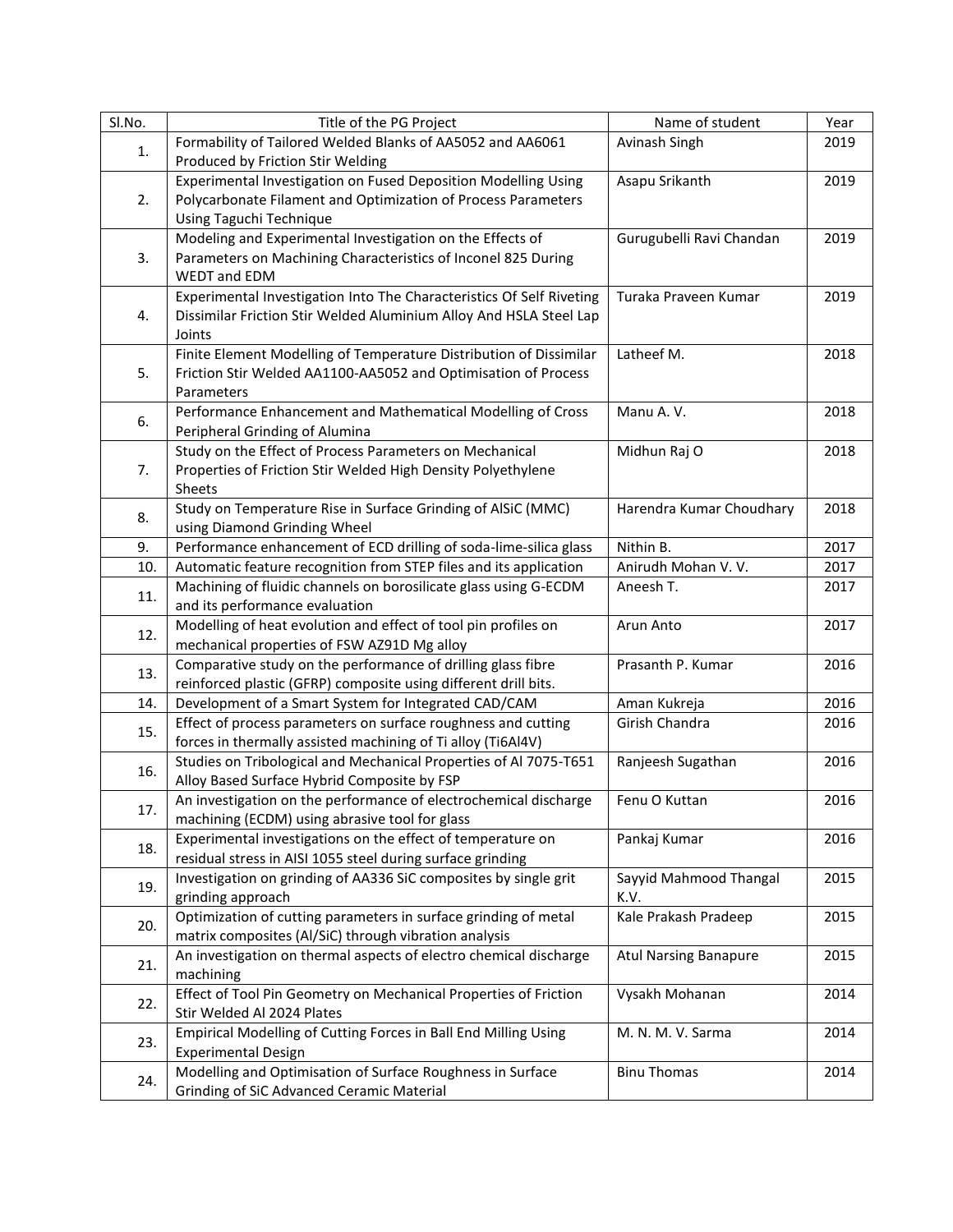| Sl.No. | Title of the PG Project | Name of student | Year |
|---|---|---|---|
| 1. | Formability of Tailored Welded Blanks of AA5052 and AA6061 Produced by Friction Stir Welding | Avinash Singh | 2019 |
| 2. | Experimental Investigation on Fused Deposition Modelling Using Polycarbonate Filament and Optimization of Process Parameters Using Taguchi Technique | Asapu Srikanth | 2019 |
| 3. | Modeling and Experimental Investigation on the Effects of Parameters on Machining Characteristics of Inconel 825 During WEDT and EDM | Gurugubelli Ravi Chandan | 2019 |
| 4. | Experimental Investigation Into The Characteristics Of Self Riveting Dissimilar Friction Stir Welded Aluminium Alloy And HSLA Steel Lap Joints | Turaka Praveen Kumar | 2019 |
| 5. | Finite Element Modelling of Temperature Distribution of Dissimilar Friction Stir Welded AA1100-AA5052 and Optimisation of Process Parameters | Latheef M. | 2018 |
| 6. | Performance Enhancement and Mathematical Modelling of Cross Peripheral Grinding of Alumina | Manu A. V. | 2018 |
| 7. | Study on the Effect of Process Parameters on Mechanical Properties of Friction Stir Welded High Density Polyethylene Sheets | Midhun Raj O | 2018 |
| 8. | Study on Temperature Rise in Surface Grinding of AlSiC (MMC) using Diamond Grinding Wheel | Harendra Kumar Choudhary | 2018 |
| 9. | Performance enhancement of ECD drilling of soda-lime-silica glass | Nithin B. | 2017 |
| 10. | Automatic feature recognition from STEP files and its application | Anirudh Mohan V. V. | 2017 |
| 11. | Machining of fluidic channels on borosilicate glass using G-ECDM and its performance evaluation | Aneesh T. | 2017 |
| 12. | Modelling of heat evolution and effect of tool pin profiles on mechanical properties of FSW AZ91D Mg alloy | Arun Anto | 2017 |
| 13. | Comparative study on the performance of drilling glass fibre reinforced plastic (GFRP) composite using different drill bits. | Prasanth P. Kumar | 2016 |
| 14. | Development of a Smart System for Integrated CAD/CAM | Aman Kukreja | 2016 |
| 15. | Effect of process parameters on surface roughness and cutting forces in thermally assisted machining of Ti alloy (Ti6Al4V) | Girish Chandra | 2016 |
| 16. | Studies on Tribological and Mechanical Properties of Al 7075-T651 Alloy Based Surface Hybrid Composite by FSP | Ranjeesh Sugathan | 2016 |
| 17. | An investigation on the performance of electrochemical discharge machining (ECDM) using abrasive tool for glass | Fenu O Kuttan | 2016 |
| 18. | Experimental investigations on the effect of temperature on residual stress in AISI 1055 steel during surface grinding | Pankaj Kumar | 2016 |
| 19. | Investigation on grinding of AA336 SiC composites by single grit grinding approach | Sayyid Mahmood Thangal K.V. | 2015 |
| 20. | Optimization of cutting parameters in surface grinding of metal matrix composites (Al/SiC) through vibration analysis | Kale Prakash Pradeep | 2015 |
| 21. | An investigation on thermal aspects of electro chemical discharge machining | Atul Narsing Banapure | 2015 |
| 22. | Effect of Tool Pin Geometry on Mechanical Properties of Friction Stir Welded Al 2024 Plates | Vysakh Mohanan | 2014 |
| 23. | Empirical Modelling of Cutting Forces in Ball End Milling Using Experimental Design | M. N. M. V. Sarma | 2014 |
| 24. | Modelling and Optimisation of Surface Roughness in Surface Grinding of SiC Advanced Ceramic Material | Binu Thomas | 2014 |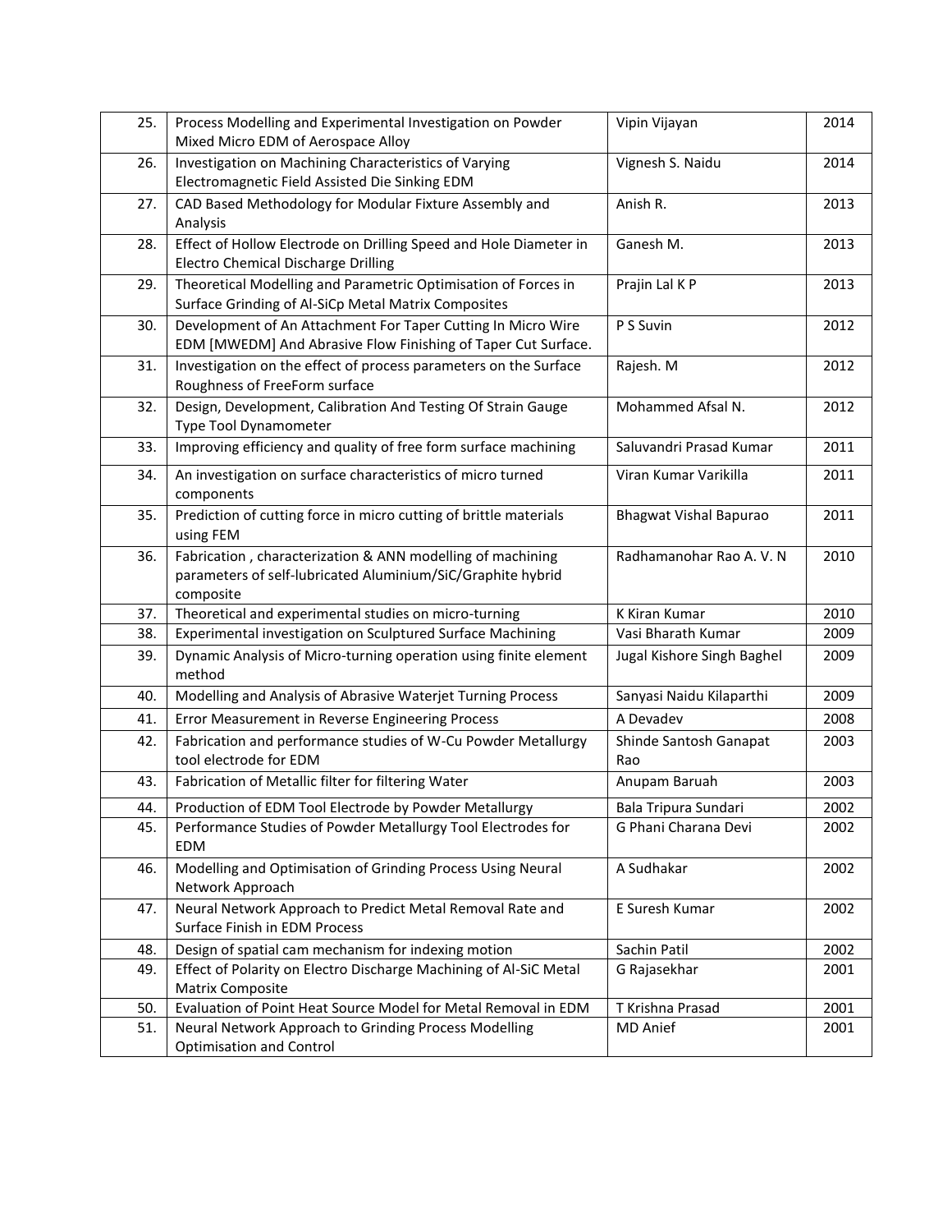| | | | |
|---|---|---|---|
| 25. | Process Modelling and Experimental Investigation on Powder Mixed Micro EDM of Aerospace Alloy | Vipin Vijayan | 2014 |
| 26. | Investigation on Machining Characteristics of Varying Electromagnetic Field Assisted Die Sinking EDM | Vignesh S. Naidu | 2014 |
| 27. | CAD Based Methodology for Modular Fixture Assembly and Analysis | Anish R. | 2013 |
| 28. | Effect of Hollow Electrode on Drilling Speed and Hole Diameter in Electro Chemical Discharge Drilling | Ganesh M. | 2013 |
| 29. | Theoretical Modelling and Parametric Optimisation of Forces in Surface Grinding of Al-SiCp Metal Matrix Composites | Prajin Lal K P | 2013 |
| 30. | Development of An Attachment For Taper Cutting In Micro Wire EDM [MWEDM] And Abrasive Flow Finishing of Taper Cut Surface. | P S Suvin | 2012 |
| 31. | Investigation on the effect of process parameters on the Surface Roughness of FreeForm surface | Rajesh. M | 2012 |
| 32. | Design, Development, Calibration And Testing Of Strain Gauge Type Tool Dynamometer | Mohammed Afsal N. | 2012 |
| 33. | Improving efficiency and quality of free form surface machining | Saluvandri Prasad Kumar | 2011 |
| 34. | An investigation on surface characteristics of micro turned components | Viran Kumar Varikilla | 2011 |
| 35. | Prediction of cutting force in micro cutting of brittle materials using FEM | Bhagwat Vishal Bapurao | 2011 |
| 36. | Fabrication , characterization & ANN modelling of machining parameters of self-lubricated Aluminium/SiC/Graphite hybrid composite | Radhamanohar Rao A. V. N | 2010 |
| 37. | Theoretical and experimental studies on micro-turning | K Kiran Kumar | 2010 |
| 38. | Experimental investigation on Sculptured Surface Machining | Vasi Bharath Kumar | 2009 |
| 39. | Dynamic Analysis of Micro-turning operation using finite element method | Jugal Kishore Singh Baghel | 2009 |
| 40. | Modelling and Analysis of Abrasive Waterjet Turning Process | Sanyasi Naidu Kilaparthi | 2009 |
| 41. | Error Measurement in Reverse Engineering Process | A Devadev | 2008 |
| 42. | Fabrication and performance studies of W-Cu Powder Metallurgy tool electrode for EDM | Shinde Santosh Ganapat Rao | 2003 |
| 43. | Fabrication of Metallic filter for filtering Water | Anupam Baruah | 2003 |
| 44. | Production of EDM Tool Electrode by Powder Metallurgy | Bala Tripura Sundari | 2002 |
| 45. | Performance Studies of Powder Metallurgy Tool Electrodes for EDM | G Phani Charana Devi | 2002 |
| 46. | Modelling and Optimisation of Grinding Process Using Neural Network Approach | A Sudhakar | 2002 |
| 47. | Neural Network Approach to Predict Metal Removal Rate and Surface Finish in EDM Process | E Suresh Kumar | 2002 |
| 48. | Design of spatial cam mechanism for indexing motion | Sachin Patil | 2002 |
| 49. | Effect of Polarity on Electro Discharge Machining of Al-SiC Metal Matrix Composite | G Rajasekhar | 2001 |
| 50. | Evaluation of Point Heat Source Model for Metal Removal in EDM | T Krishna Prasad | 2001 |
| 51. | Neural Network Approach to Grinding Process Modelling Optimisation and Control | MD Anief | 2001 |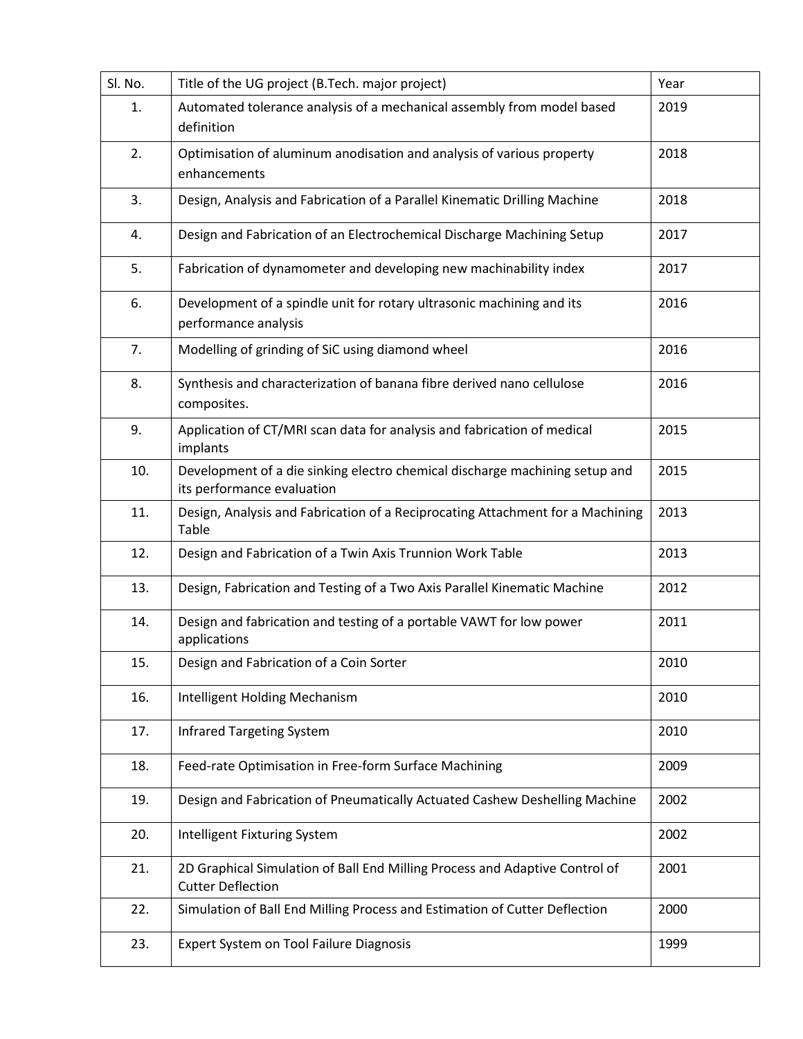| Sl. No. | Title of the UG project (B.Tech. major project) | Year |
|---|---|---|
| 1. | Automated tolerance analysis of a mechanical assembly from model based definition | 2019 |
| 2. | Optimisation of aluminum anodisation and analysis of various property enhancements | 2018 |
| 3. | Design, Analysis and Fabrication of a Parallel Kinematic Drilling Machine | 2018 |
| 4. | Design and Fabrication of an Electrochemical Discharge Machining Setup | 2017 |
| 5. | Fabrication of dynamometer and developing new machinability index | 2017 |
| 6. | Development of a spindle unit for rotary ultrasonic machining and its performance analysis | 2016 |
| 7. | Modelling of grinding of SiC using diamond wheel | 2016 |
| 8. | Synthesis and characterization of banana fibre derived nano cellulose composites. | 2016 |
| 9. | Application of CT/MRI scan data for analysis and fabrication of medical implants | 2015 |
| 10. | Development of a die sinking electro chemical discharge machining setup and its performance evaluation | 2015 |
| 11. | Design, Analysis and Fabrication of a Reciprocating Attachment for a Machining Table | 2013 |
| 12. | Design and Fabrication of a Twin Axis Trunnion Work Table | 2013 |
| 13. | Design, Fabrication and Testing of a Two Axis Parallel Kinematic Machine | 2012 |
| 14. | Design and fabrication and testing of a portable VAWT for low power applications | 2011 |
| 15. | Design and Fabrication of a Coin Sorter | 2010 |
| 16. | Intelligent Holding Mechanism | 2010 |
| 17. | Infrared Targeting System | 2010 |
| 18. | Feed-rate Optimisation in Free-form Surface Machining | 2009 |
| 19. | Design and Fabrication of Pneumatically Actuated Cashew Deshelling Machine | 2002 |
| 20. | Intelligent Fixturing System | 2002 |
| 21. | 2D Graphical Simulation of Ball End Milling Process and Adaptive Control of Cutter Deflection | 2001 |
| 22. | Simulation of Ball End Milling Process and Estimation of Cutter Deflection | 2000 |
| 23. | Expert System on Tool Failure Diagnosis | 1999 |